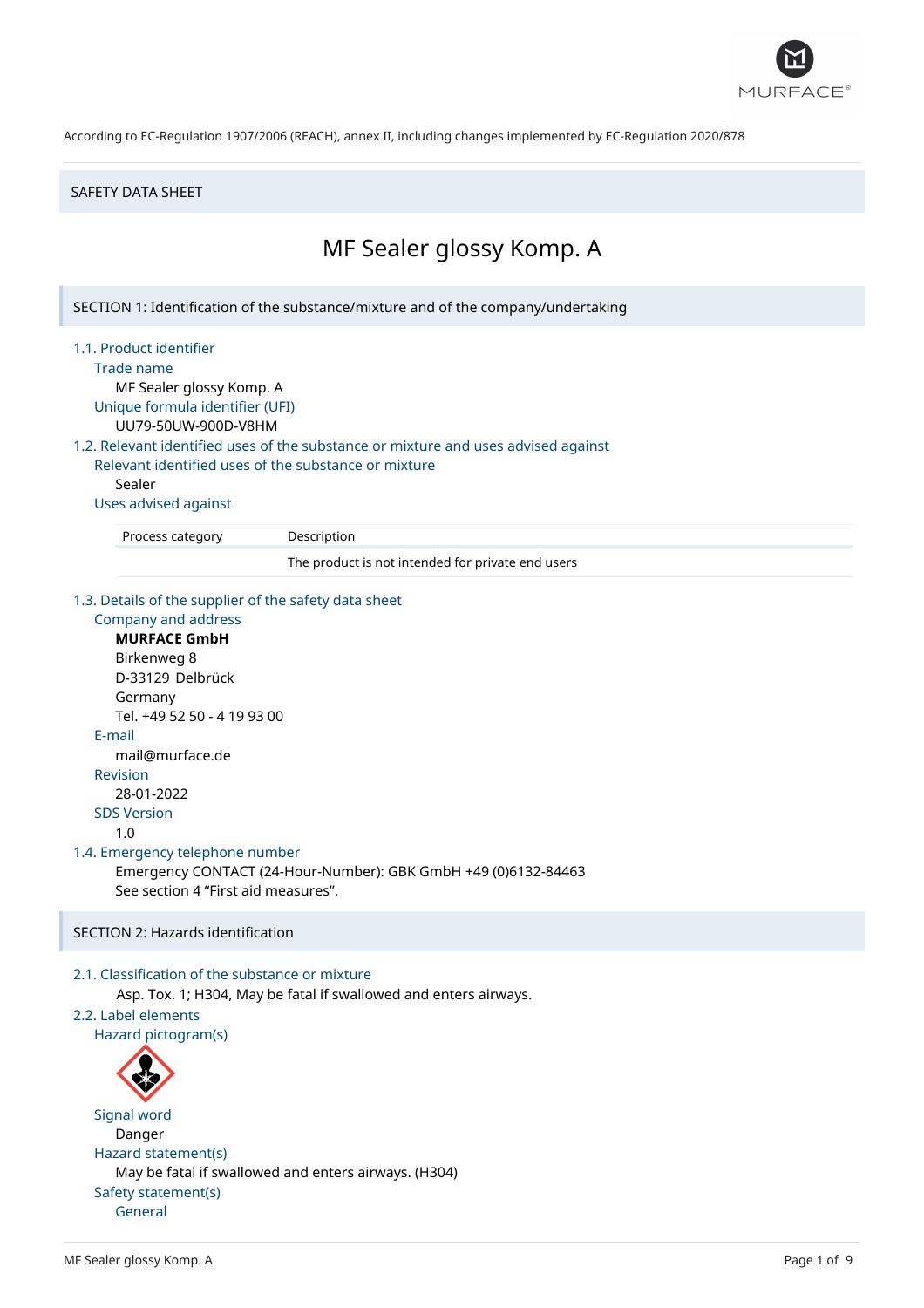According to EC-Regulation 1907/2006 (REACH), annex II, including changes implemented by EC-Regulation 2020/878

SAFETY DATA SHEET

# MF Sealer glossy Komp. A

## SECTION 1: Identification of the substance/mixture and of the company/undertaking

### 1.1. Product identifier

Trade name

MF Sealer glossy Komp. A

Unique formula identifier (UFI)

UU79-50UW-900D-V8HM

### 1.2. Relevant identified uses of the substance or mixture and uses advised against

Relevant identified uses of the substance or mixture

Sealer

Uses advised against

| Process category | Description |
|---|---|
| | The product is not intended for private end users |

### 1.3. Details of the supplier of the safety data sheet

Company and address

**MURFACE GmbH**
Birkenweg 8
D-33129 Delbrück
Germany
Tel. +49 52 50 - 4 19 93 00

E-mail

mail@murface.de

Revision

28-01-2022

SDS Version

1.0

### 1.4. Emergency telephone number

Emergency CONTACT (24-Hour-Number): GBK GmbH +49 (0)6132-84463
See section 4 "First aid measures".

## SECTION 2: Hazards identification

### 2.1. Classification of the substance or mixture

Asp. Tox. 1; H304, May be fatal if swallowed and enters airways.

### 2.2. Label elements

Hazard pictogram(s)

Signal word

Danger

Hazard statement(s)

May be fatal if swallowed and enters airways. (H304)

Safety statement(s)

General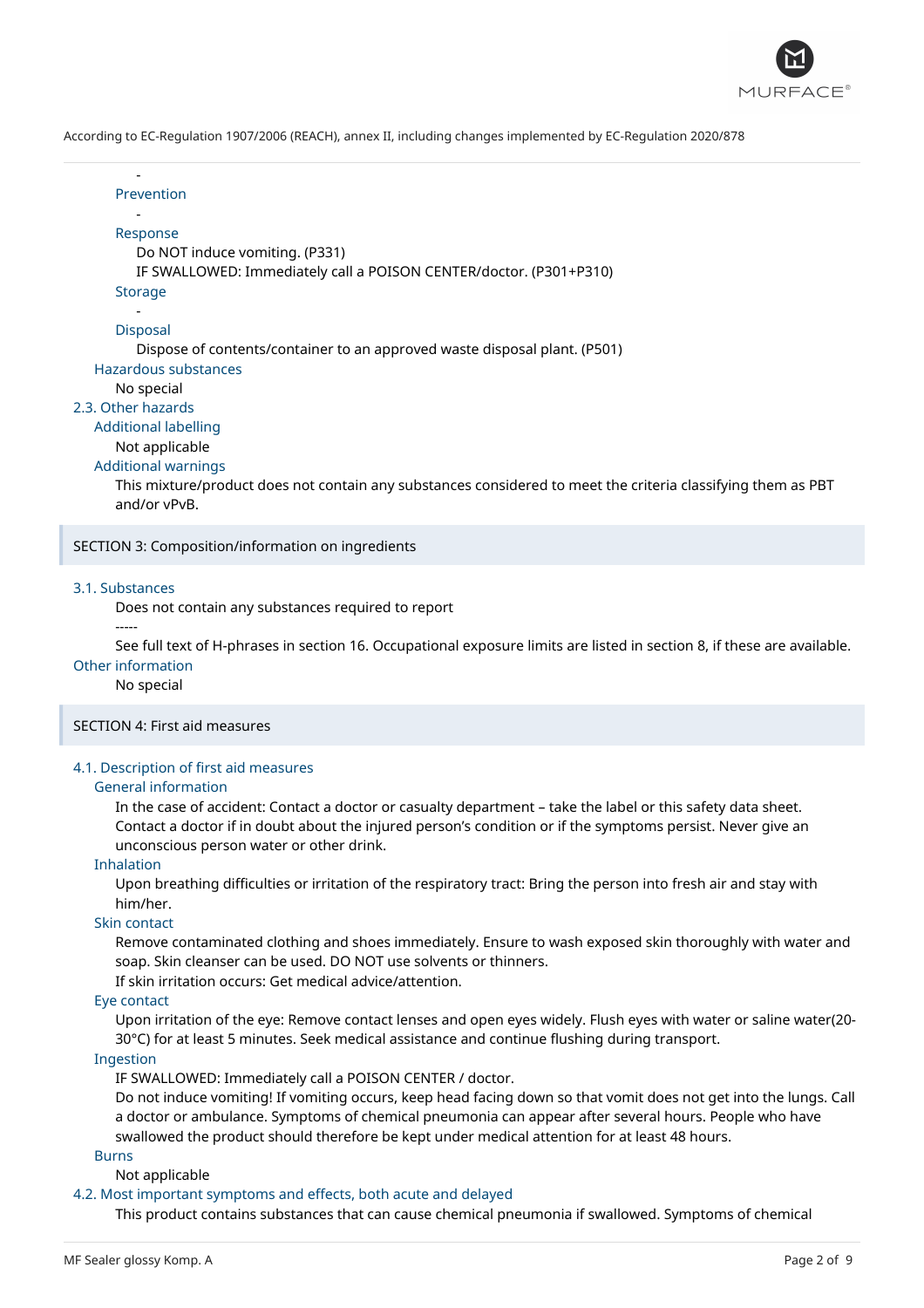-

Prevention

-

Response

Do NOT induce vomiting. (P331)

IF SWALLOWED: Immediately call a POISON CENTER/doctor. (P301+P310)

Storage

-

Disposal

Dispose of contents/container to an approved waste disposal plant. (P501)

Hazardous substances

No special

### 2.3. Other hazards

Additional labelling

Not applicable

Additional warnings

This mixture/product does not contain any substances considered to meet the criteria classifying them as PBT and/or vPvB.

## SECTION 3: Composition/information on ingredients

### 3.1. Substances

Does not contain any substances required to report

-----

See full text of H-phrases in section 16. Occupational exposure limits are listed in section 8, if these are available.

Other information

No special

## SECTION 4: First aid measures

### 4.1. Description of first aid measures

General information

In the case of accident: Contact a doctor or casualty department – take the label or this safety data sheet. Contact a doctor if in doubt about the injured person's condition or if the symptoms persist. Never give an unconscious person water or other drink.

Inhalation

Upon breathing difficulties or irritation of the respiratory tract: Bring the person into fresh air and stay with him/her.

Skin contact

Remove contaminated clothing and shoes immediately. Ensure to wash exposed skin thoroughly with water and soap. Skin cleanser can be used. DO NOT use solvents or thinners.

If skin irritation occurs: Get medical advice/attention.

Eye contact

Upon irritation of the eye: Remove contact lenses and open eyes widely. Flush eyes with water or saline water(20-30°C) for at least 5 minutes. Seek medical assistance and continue flushing during transport.

Ingestion

IF SWALLOWED: Immediately call a POISON CENTER / doctor.

Do not induce vomiting! If vomiting occurs, keep head facing down so that vomit does not get into the lungs. Call a doctor or ambulance. Symptoms of chemical pneumonia can appear after several hours. People who have swallowed the product should therefore be kept under medical attention for at least 48 hours.

Burns

Not applicable

### 4.2. Most important symptoms and effects, both acute and delayed

This product contains substances that can cause chemical pneumonia if swallowed. Symptoms of chemical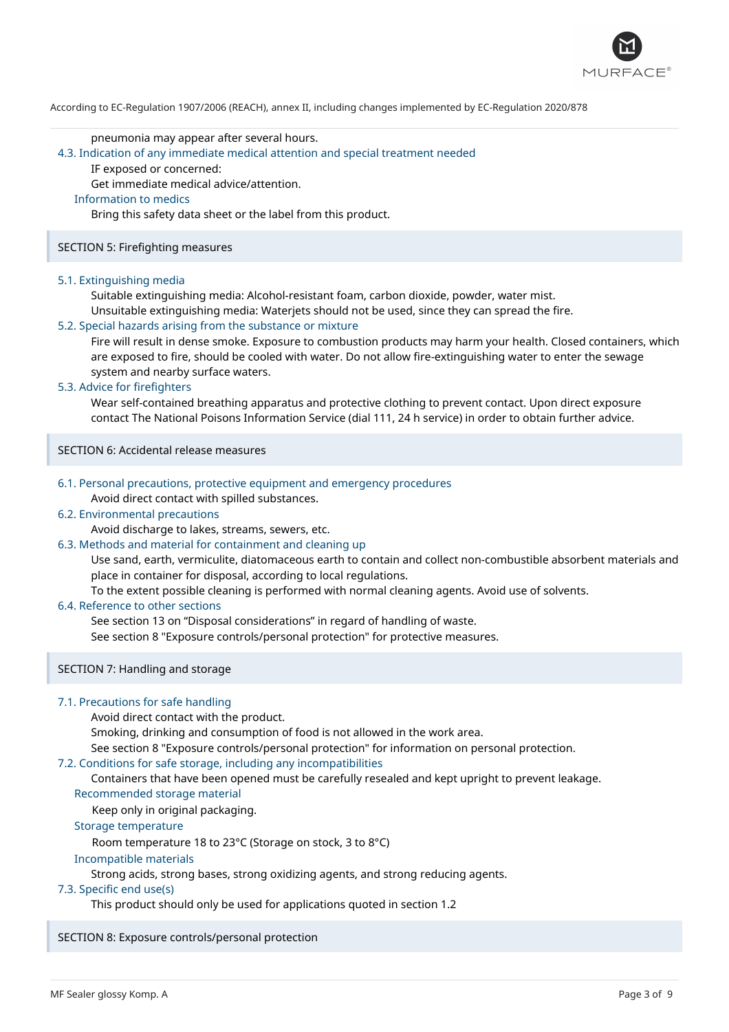pneumonia may appear after several hours.

### 4.3. Indication of any immediate medical attention and special treatment needed

IF exposed or concerned:
Get immediate medical advice/attention.

#### Information to medics

Bring this safety data sheet or the label from this product.

## SECTION 5: Firefighting measures

### 5.1. Extinguishing media

Suitable extinguishing media: Alcohol-resistant foam, carbon dioxide, powder, water mist.
Unsuitable extinguishing media: Waterjets should not be used, since they can spread the fire.

### 5.2. Special hazards arising from the substance or mixture

Fire will result in dense smoke. Exposure to combustion products may harm your health. Closed containers, which are exposed to fire, should be cooled with water. Do not allow fire-extinguishing water to enter the sewage system and nearby surface waters.

### 5.3. Advice for firefighters

Wear self-contained breathing apparatus and protective clothing to prevent contact. Upon direct exposure contact The National Poisons Information Service (dial 111, 24 h service) in order to obtain further advice.

## SECTION 6: Accidental release measures

### 6.1. Personal precautions, protective equipment and emergency procedures

Avoid direct contact with spilled substances.

### 6.2. Environmental precautions

Avoid discharge to lakes, streams, sewers, etc.

### 6.3. Methods and material for containment and cleaning up

Use sand, earth, vermiculite, diatomaceous earth to contain and collect non-combustible absorbent materials and place in container for disposal, according to local regulations.
To the extent possible cleaning is performed with normal cleaning agents. Avoid use of solvents.

### 6.4. Reference to other sections

See section 13 on “Disposal considerations” in regard of handling of waste.
See section 8 "Exposure controls/personal protection" for protective measures.

## SECTION 7: Handling and storage

### 7.1. Precautions for safe handling

Avoid direct contact with the product.
Smoking, drinking and consumption of food is not allowed in the work area.
See section 8 "Exposure controls/personal protection" for information on personal protection.

### 7.2. Conditions for safe storage, including any incompatibilities

Containers that have been opened must be carefully resealed and kept upright to prevent leakage.

#### Recommended storage material

Keep only in original packaging.

#### Storage temperature

Room temperature 18 to 23°C (Storage on stock, 3 to 8°C)

#### Incompatible materials

Strong acids, strong bases, strong oxidizing agents, and strong reducing agents.

### 7.3. Specific end use(s)

This product should only be used for applications quoted in section 1.2

## SECTION 8: Exposure controls/personal protection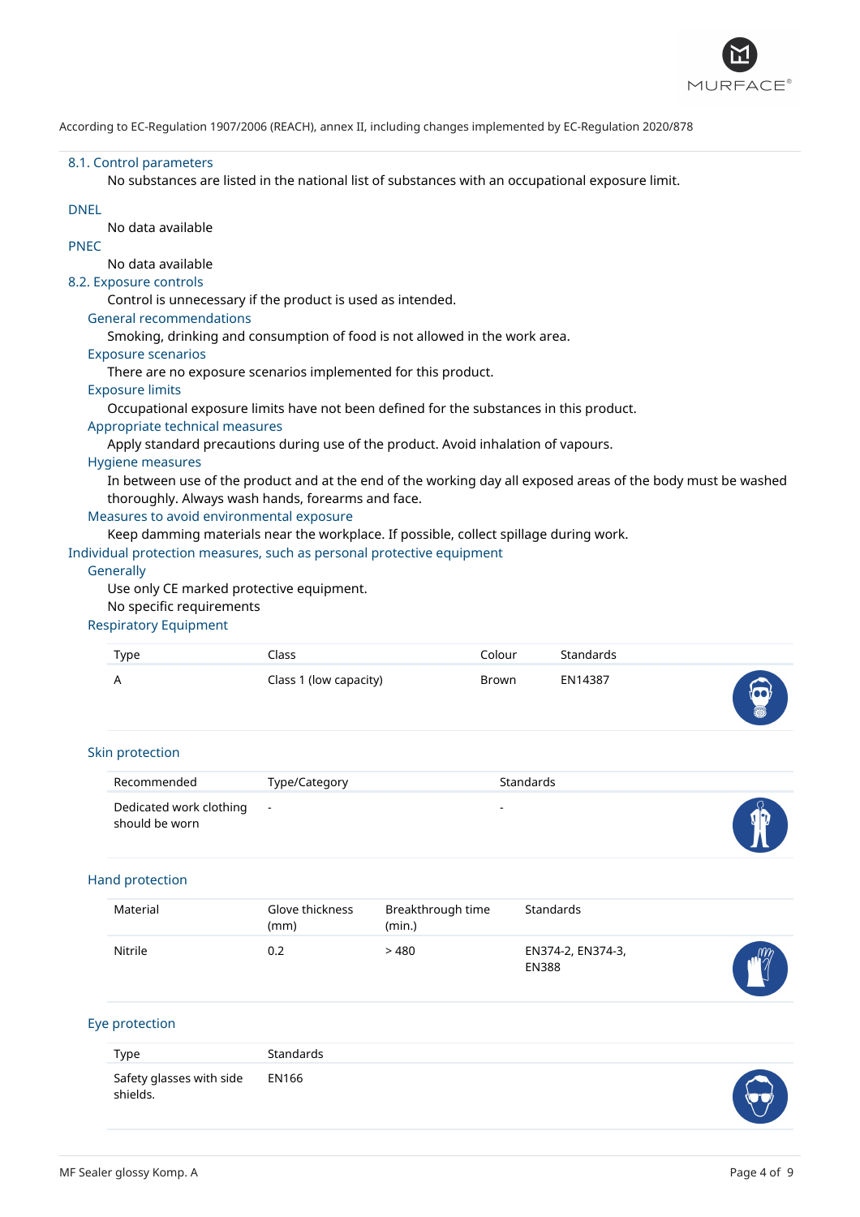According to EC-Regulation 1907/2006 (REACH), annex II, including changes implemented by EC-Regulation 2020/878

## 8.1. Control parameters

No substances are listed in the national list of substances with an occupational exposure limit.

### DNEL

No data available

### PNEC

No data available

## 8.2. Exposure controls

Control is unnecessary if the product is used as intended.

### General recommendations

Smoking, drinking and consumption of food is not allowed in the work area.

### Exposure scenarios

There are no exposure scenarios implemented for this product.

### Exposure limits

Occupational exposure limits have not been defined for the substances in this product.

### Appropriate technical measures

Apply standard precautions during use of the product. Avoid inhalation of vapours.

### Hygiene measures

In between use of the product and at the end of the working day all exposed areas of the body must be washed thoroughly. Always wash hands, forearms and face.

### Measures to avoid environmental exposure

Keep damming materials near the workplace. If possible, collect spillage during work.

## Individual protection measures, such as personal protective equipment

### Generally

Use only CE marked protective equipment.

No specific requirements

### Respiratory Equipment

| Type | Class | Colour | Standards |
|---|---|---|---|
| A | Class 1 (low capacity) | Brown | EN14387 |

### Skin protection

| Recommended | Type/Category | Standards |
|---|---|---|
| Dedicated work clothing should be worn | - | - |

### Hand protection

| Material | Glove thickness (mm) | Breakthrough time (min.) | Standards |
|---|---|---|---|
| Nitrile | 0.2 | > 480 | EN374-2, EN374-3, EN388 |

### Eye protection

| Type | Standards |
|---|---|
| Safety glasses with side shields. | EN166 |

MF Sealer glossy Komp. A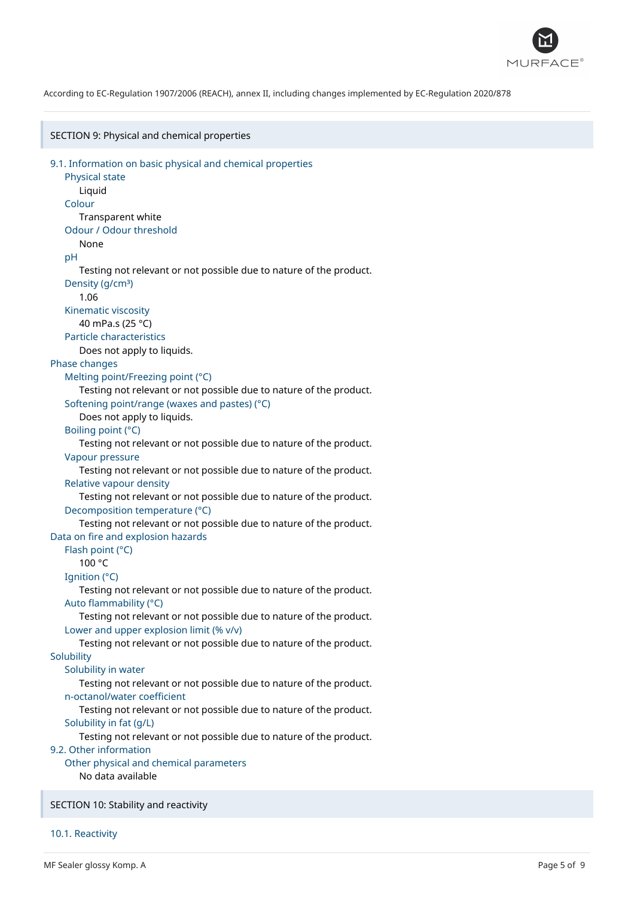According to EC-Regulation 1907/2006 (REACH), annex II, including changes implemented by EC-Regulation 2020/878

## SECTION 9: Physical and chemical properties

### 9.1. Information on basic physical and chemical properties

**Physical state**
Liquid

**Colour**
Transparent white

**Odour / Odour threshold**
None

**pH**
Testing not relevant or not possible due to nature of the product.

**Density (g/cm³)**
1.06

**Kinematic viscosity**
40 mPa.s (25 °C)

**Particle characteristics**
Does not apply to liquids.

**Phase changes**

**Melting point/Freezing point (°C)**
Testing not relevant or not possible due to nature of the product.

**Softening point/range (waxes and pastes) (°C)**
Does not apply to liquids.

**Boiling point (°C)**
Testing not relevant or not possible due to nature of the product.

**Vapour pressure**
Testing not relevant or not possible due to nature of the product.

**Relative vapour density**
Testing not relevant or not possible due to nature of the product.

**Decomposition temperature (°C)**
Testing not relevant or not possible due to nature of the product.

**Data on fire and explosion hazards**

**Flash point (°C)**
100 °C

**Ignition (°C)**
Testing not relevant or not possible due to nature of the product.

**Auto flammability (°C)**
Testing not relevant or not possible due to nature of the product.

**Lower and upper explosion limit (% v/v)**
Testing not relevant or not possible due to nature of the product.

**Solubility**

**Solubility in water**
Testing not relevant or not possible due to nature of the product.

**n-octanol/water coefficient**
Testing not relevant or not possible due to nature of the product.

**Solubility in fat (g/L)**
Testing not relevant or not possible due to nature of the product.

### 9.2. Other information

**Other physical and chemical parameters**
No data available

## SECTION 10: Stability and reactivity

### 10.1. Reactivity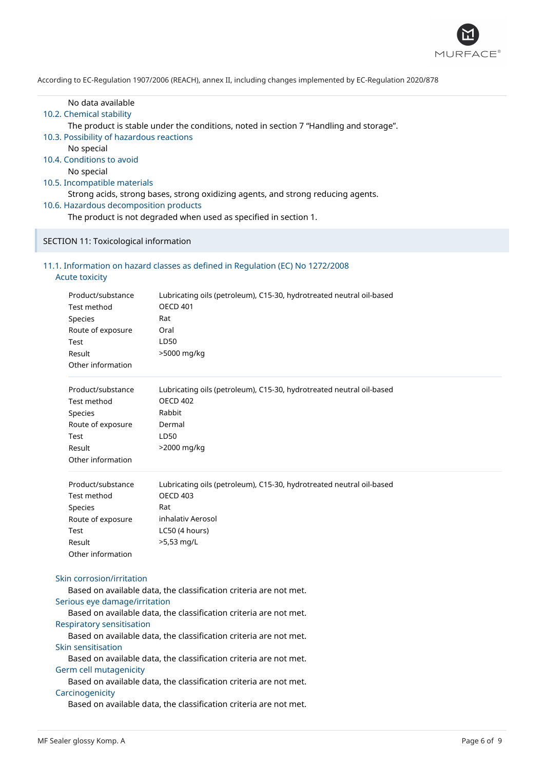No data available

### 10.2. Chemical stability

The product is stable under the conditions, noted in section 7 “Handling and storage”.

### 10.3. Possibility of hazardous reactions

No special

### 10.4. Conditions to avoid

No special

### 10.5. Incompatible materials

Strong acids, strong bases, strong oxidizing agents, and strong reducing agents.

### 10.6. Hazardous decomposition products

The product is not degraded when used as specified in section 1.

## SECTION 11: Toxicological information

### 11.1. Information on hazard classes as defined in Regulation (EC) No 1272/2008

#### Acute toxicity

| | |
|---|---|
| Product/substance | Lubricating oils (petroleum), C15-30, hydrotreated neutral oil-based |
| Test method | OECD 401 |
| Species | Rat |
| Route of exposure | Oral |
| Test | LD50 |
| Result | >5000 mg/kg |
| Other information | |

| | |
|---|---|
| Product/substance | Lubricating oils (petroleum), C15-30, hydrotreated neutral oil-based |
| Test method | OECD 402 |
| Species | Rabbit |
| Route of exposure | Dermal |
| Test | LD50 |
| Result | >2000 mg/kg |
| Other information | |

| | |
|---|---|
| Product/substance | Lubricating oils (petroleum), C15-30, hydrotreated neutral oil-based |
| Test method | OECD 403 |
| Species | Rat |
| Route of exposure | inhalativ Aerosol |
| Test | LC50 (4 hours) |
| Result | >5,53 mg/L |
| Other information | |

#### Skin corrosion/irritation

Based on available data, the classification criteria are not met.

#### Serious eye damage/irritation

Based on available data, the classification criteria are not met.

#### Respiratory sensitisation

Based on available data, the classification criteria are not met.

#### Skin sensitisation

Based on available data, the classification criteria are not met.

#### Germ cell mutagenicity

Based on available data, the classification criteria are not met.

#### Carcinogenicity

Based on available data, the classification criteria are not met.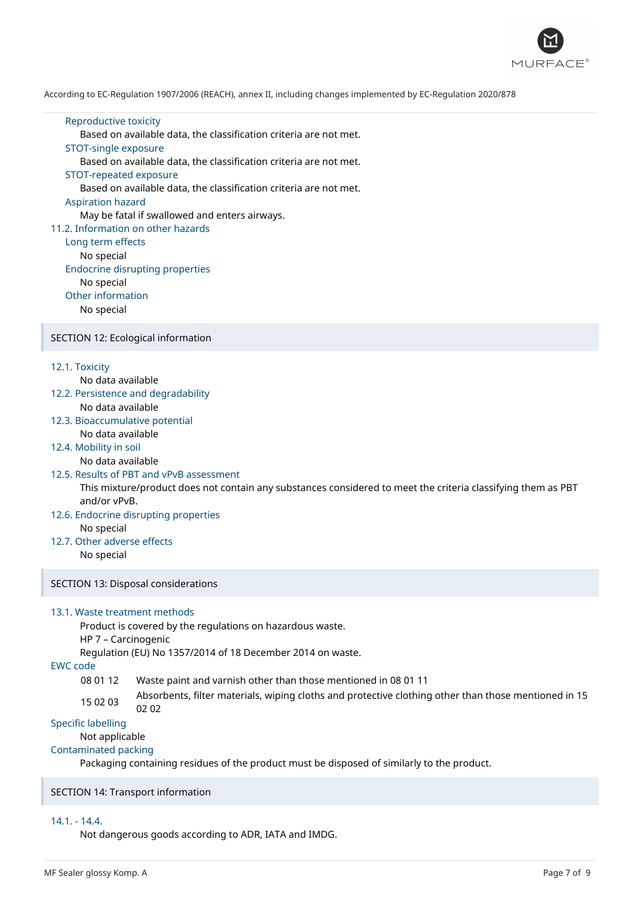### Reproductive toxicity

Based on available data, the classification criteria are not met.

### STOT-single exposure

Based on available data, the classification criteria are not met.

### STOT-repeated exposure

Based on available data, the classification criteria are not met.

### Aspiration hazard

May be fatal if swallowed and enters airways.

### 11.2. Information on other hazards

#### Long term effects

No special

#### Endocrine disrupting properties

No special

#### Other information

No special

## SECTION 12: Ecological information

### 12.1. Toxicity

No data available

### 12.2. Persistence and degradability

No data available

### 12.3. Bioaccumulative potential

No data available

### 12.4. Mobility in soil

No data available

### 12.5. Results of PBT and vPvB assessment

This mixture/product does not contain any substances considered to meet the criteria classifying them as PBT and/or vPvB.

### 12.6. Endocrine disrupting properties

No special

### 12.7. Other adverse effects

No special

## SECTION 13: Disposal considerations

### 13.1. Waste treatment methods

Product is covered by the regulations on hazardous waste.
HP 7 – Carcinogenic
Regulation (EU) No 1357/2014 of 18 December 2014 on waste.

### EWC code

| | |
|---|---|
| 08 01 12 | Waste paint and varnish other than those mentioned in 08 01 11 |
| 15 02 03 | Absorbents, filter materials, wiping cloths and protective clothing other than those mentioned in 15 02 02 |

### Specific labelling

Not applicable

### Contaminated packing

Packaging containing residues of the product must be disposed of similarly to the product.

## SECTION 14: Transport information

### 14.1. - 14.4.

Not dangerous goods according to ADR, IATA and IMDG.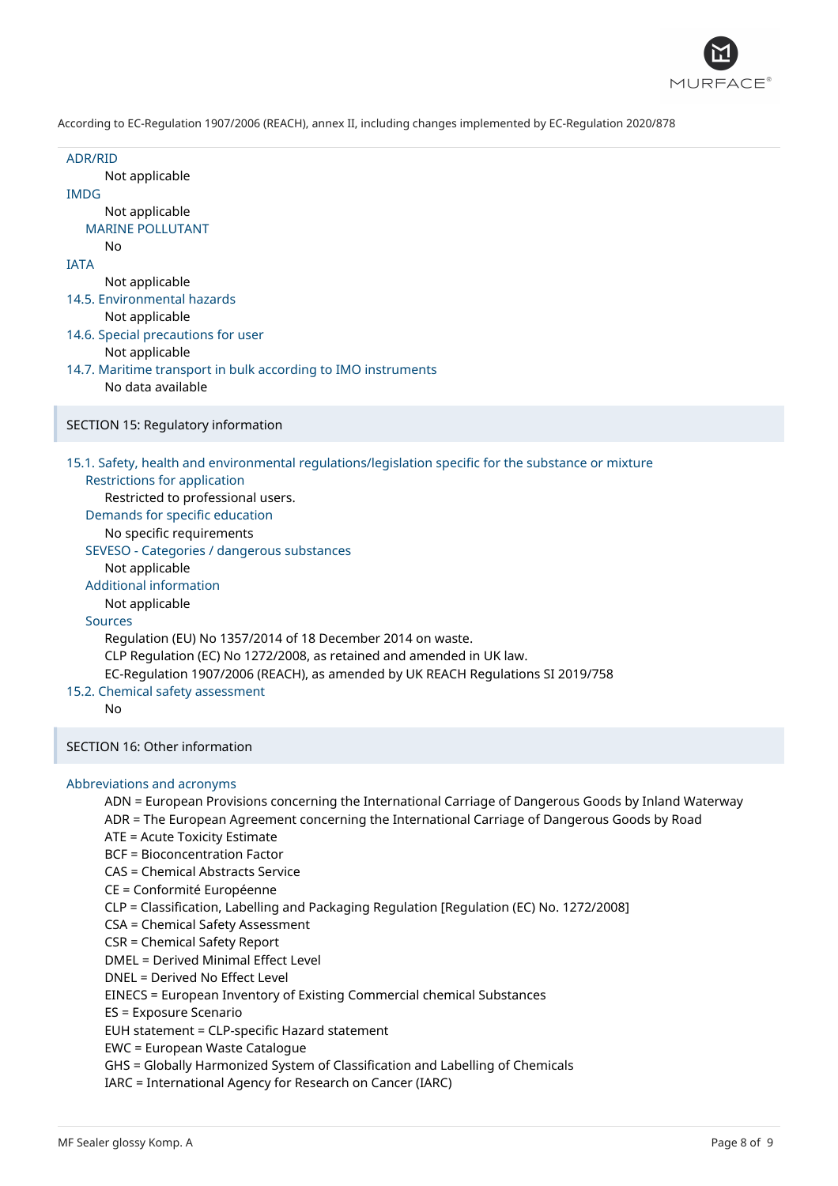ADR/RID

Not applicable

IMDG

Not applicable

MARINE POLLUTANT

No

IATA

Not applicable

### 14.5. Environmental hazards

Not applicable

### 14.6. Special precautions for user

Not applicable

### 14.7. Maritime transport in bulk according to IMO instruments

No data available

## SECTION 15: Regulatory information

### 15.1. Safety, health and environmental regulations/legislation specific for the substance or mixture

**Restrictions for application**

Restricted to professional users.

**Demands for specific education**

No specific requirements

**SEVESO - Categories / dangerous substances**

Not applicable

**Additional information**

Not applicable

**Sources**

Regulation (EU) No 1357/2014 of 18 December 2014 on waste.
CLP Regulation (EC) No 1272/2008, as retained and amended in UK law.
EC-Regulation 1907/2006 (REACH), as amended by UK REACH Regulations SI 2019/758

### 15.2. Chemical safety assessment

No

## SECTION 16: Other information

### Abbreviations and acronyms

ADN = European Provisions concerning the International Carriage of Dangerous Goods by Inland Waterway
ADR = The European Agreement concerning the International Carriage of Dangerous Goods by Road
ATE = Acute Toxicity Estimate
BCF = Bioconcentration Factor
CAS = Chemical Abstracts Service
CE = Conformité Européenne
CLP = Classification, Labelling and Packaging Regulation [Regulation (EC) No. 1272/2008]
CSA = Chemical Safety Assessment
CSR = Chemical Safety Report
DMEL = Derived Minimal Effect Level
DNEL = Derived No Effect Level
EINECS = European Inventory of Existing Commercial chemical Substances
ES = Exposure Scenario
EUH statement = CLP-specific Hazard statement
EWC = European Waste Catalogue
GHS = Globally Harmonized System of Classification and Labelling of Chemicals
IARC = International Agency for Research on Cancer (IARC)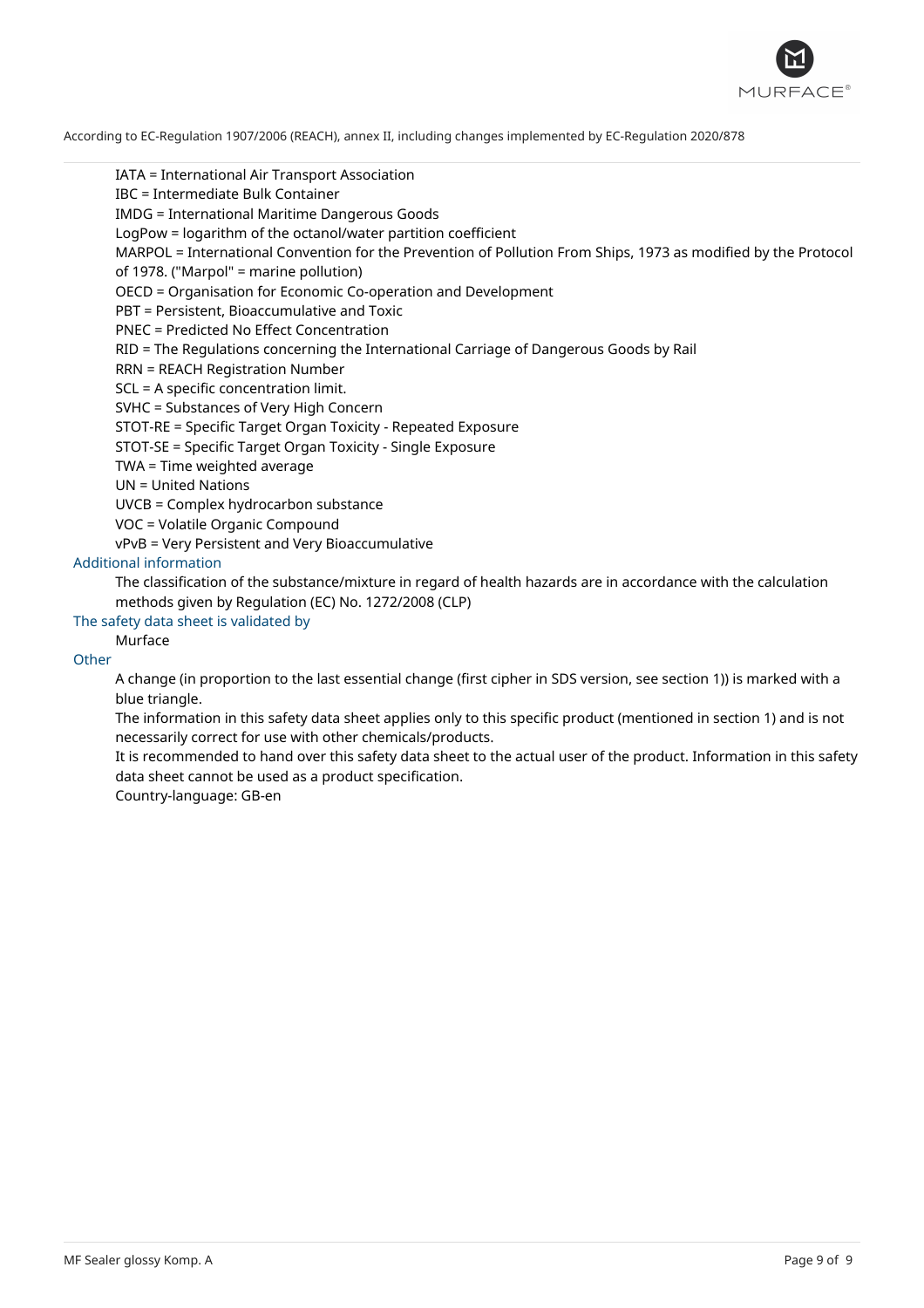IATA = International Air Transport Association
IBC = Intermediate Bulk Container
IMDG = International Maritime Dangerous Goods
LogPow = logarithm of the octanol/water partition coefficient
MARPOL = International Convention for the Prevention of Pollution From Ships, 1973 as modified by the Protocol of 1978. ("Marpol" = marine pollution)
OECD = Organisation for Economic Co-operation and Development
PBT = Persistent, Bioaccumulative and Toxic
PNEC = Predicted No Effect Concentration
RID = The Regulations concerning the International Carriage of Dangerous Goods by Rail
RRN = REACH Registration Number
SCL = A specific concentration limit.
SVHC = Substances of Very High Concern
STOT-RE = Specific Target Organ Toxicity - Repeated Exposure
STOT-SE = Specific Target Organ Toxicity - Single Exposure
TWA = Time weighted average
UN = United Nations
UVCB = Complex hydrocarbon substance
VOC = Volatile Organic Compound
vPvB = Very Persistent and Very Bioaccumulative

### Additional information

The classification of the substance/mixture in regard of health hazards are in accordance with the calculation methods given by Regulation (EC) No. 1272/2008 (CLP)

### The safety data sheet is validated by

Murface

### Other

A change (in proportion to the last essential change (first cipher in SDS version, see section 1)) is marked with a blue triangle.
The information in this safety data sheet applies only to this specific product (mentioned in section 1) and is not necessarily correct for use with other chemicals/products.
It is recommended to hand over this safety data sheet to the actual user of the product. Information in this safety data sheet cannot be used as a product specification.
Country-language: GB-en